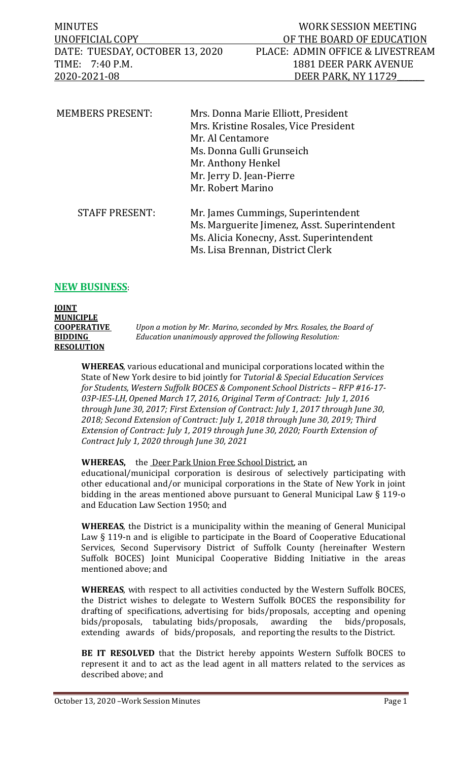| MINUTES | WORK SESSION MEETING |
|---|---|
| UNOFFICIAL COPY | OF THE BOARD OF EDUCATION |
| DATE: TUESDAY, OCTOBER 13, 2020 | PLACE: ADMIN OFFICE & LIVESTREAM |
| TIME: 7:40 P.M. | 1881 DEER PARK AVENUE |
| 2020-2021-08 | DEER PARK, NY 11729 |

MEMBERS PRESENT:
Mrs. Donna Marie Elliott, President
Mrs. Kristine Rosales, Vice President
Mr. Al Centamore
Ms. Donna Gulli Grunseich
Mr. Anthony Henkel
Mr. Jerry D. Jean-Pierre
Mr. Robert Marino

STAFF PRESENT:
Mr. James Cummings, Superintendent
Ms. Marguerite Jimenez, Asst. Superintendent
Ms. Alicia Konecny, Asst. Superintendent
Ms. Lisa Brennan, District Clerk

## NEW BUSINESS:

**JOINT MUNICIPLE COOPERATIVE BIDDING RESOLUTION**

*Upon a motion by Mr. Marino, seconded by Mrs. Rosales, the Board of Education unanimously approved the following Resolution:*

**WHEREAS**, various educational and municipal corporations located within the State of New York desire to bid jointly for *Tutorial & Special Education Services for Students, Western Suffolk BOCES & Component School Districts – RFP #16-17-03P-IE5-LH, Opened March 17, 2016, Original Term of Contract: July 1, 2016 through June 30, 2017; First Extension of Contract: July 1, 2017 through June 30, 2018; Second Extension of Contract: July 1, 2018 through June 30, 2019; Third Extension of Contract: July 1, 2019 through June 30, 2020; Fourth Extension of Contract July 1, 2020 through June 30, 2021*

**WHEREAS,** the Deer Park Union Free School District, an educational/municipal corporation is desirous of selectively participating with other educational and/or municipal corporations in the State of New York in joint bidding in the areas mentioned above pursuant to General Municipal Law § 119-o and Education Law Section 1950; and

**WHEREAS**, the District is a municipality within the meaning of General Municipal Law § 119-n and is eligible to participate in the Board of Cooperative Educational Services, Second Supervisory District of Suffolk County (hereinafter Western Suffolk BOCES) Joint Municipal Cooperative Bidding Initiative in the areas mentioned above; and

**WHEREAS**, with respect to all activities conducted by the Western Suffolk BOCES, the District wishes to delegate to Western Suffolk BOCES the responsibility for drafting of specifications, advertising for bids/proposals, accepting and opening bids/proposals, tabulating bids/proposals, awarding the bids/proposals, extending awards of bids/proposals, and reporting the results to the District.

**BE IT RESOLVED** that the District hereby appoints Western Suffolk BOCES to represent it and to act as the lead agent in all matters related to the services as described above; and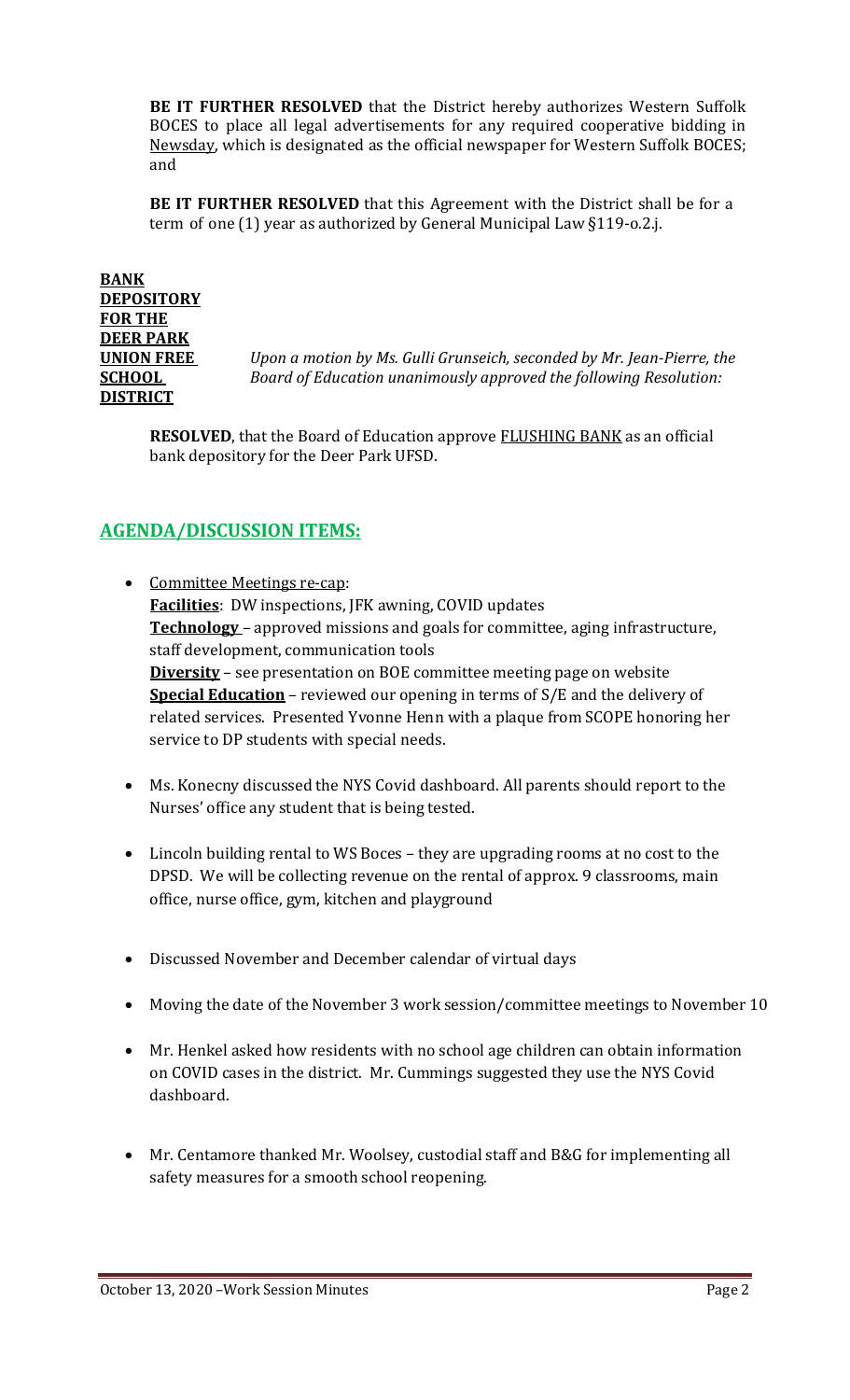**BE IT FURTHER RESOLVED** that the District hereby authorizes Western Suffolk BOCES to place all legal advertisements for any required cooperative bidding in Newsday, which is designated as the official newspaper for Western Suffolk BOCES; and

**BE IT FURTHER RESOLVED** that this Agreement with the District shall be for a term of one (1) year as authorized by General Municipal Law §119-o.2.j.

**BANK DEPOSITORY FOR THE DEER PARK UNION FREE SCHOOL DISTRICT**

*Upon a motion by Ms. Gulli Grunseich, seconded by Mr. Jean-Pierre, the Board of Education unanimously approved the following Resolution:*

**RESOLVED**, that the Board of Education approve FLUSHING BANK as an official bank depository for the Deer Park UFSD.

## AGENDA/DISCUSSION ITEMS:

- Committee Meetings re-cap:
  **Facilities**: DW inspections, JFK awning, COVID updates
  **Technology** – approved missions and goals for committee, aging infrastructure, staff development, communication tools
  **Diversity** – see presentation on BOE committee meeting page on website
  **Special Education** – reviewed our opening in terms of S/E and the delivery of related services. Presented Yvonne Henn with a plaque from SCOPE honoring her service to DP students with special needs.

- Ms. Konecny discussed the NYS Covid dashboard. All parents should report to the Nurses' office any student that is being tested.

- Lincoln building rental to WS Boces – they are upgrading rooms at no cost to the DPSD. We will be collecting revenue on the rental of approx. 9 classrooms, main office, nurse office, gym, kitchen and playground

- Discussed November and December calendar of virtual days

- Moving the date of the November 3 work session/committee meetings to November 10

- Mr. Henkel asked how residents with no school age children can obtain information on COVID cases in the district. Mr. Cummings suggested they use the NYS Covid dashboard.

- Mr. Centamore thanked Mr. Woolsey, custodial staff and B&G for implementing all safety measures for a smooth school reopening.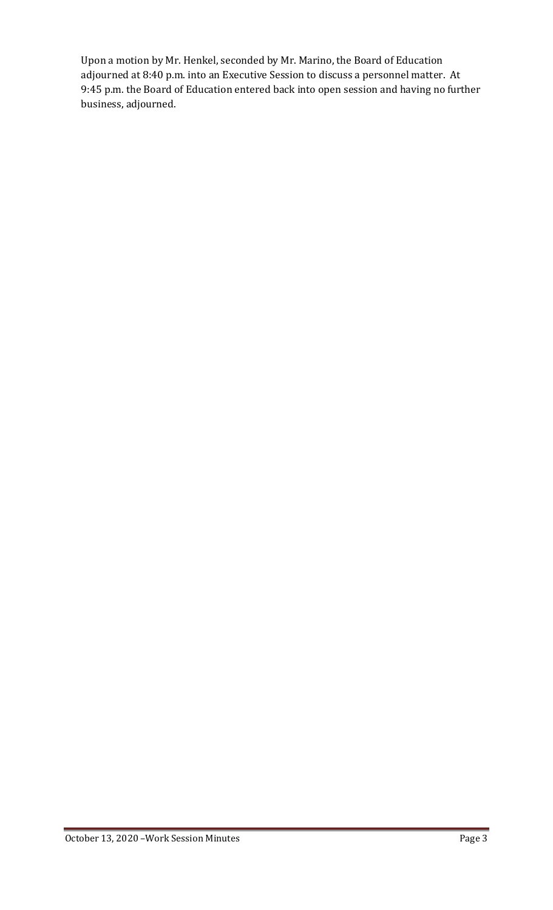Upon a motion by Mr. Henkel, seconded by Mr. Marino, the Board of Education adjourned at 8:40 p.m. into an Executive Session to discuss a personnel matter. At 9:45 p.m. the Board of Education entered back into open session and having no further business, adjourned.